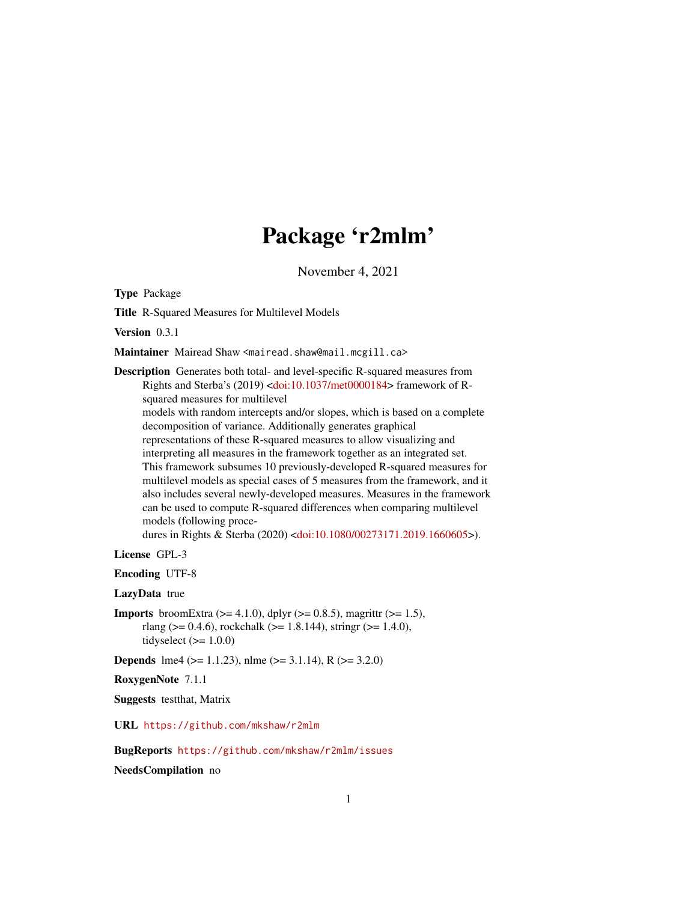# Package 'r2mlm'

November 4, 2021

**Type** Package

**Title** R-Squared Measures for Multilevel Models

**Version** 0.3.1

**Maintainer** Mairead Shaw <mairead.shaw@mail.mcgill.ca>

**Description** Generates both total- and level-specific R-squared measures from Rights and Sterba's (2019) <doi:10.1037/met0000184> framework of R-squared measures for multilevel models with random intercepts and/or slopes, which is based on a complete decomposition of variance. Additionally generates graphical representations of these R-squared measures to allow visualizing and interpreting all measures in the framework together as an integrated set. This framework subsumes 10 previously-developed R-squared measures for multilevel models as special cases of 5 measures from the framework, and it also includes several newly-developed measures. Measures in the framework can be used to compute R-squared differences when comparing multilevel models (following procedures in Rights & Sterba (2020) <doi:10.1080/00273171.2019.1660605>).

**License** GPL-3

**Encoding** UTF-8

**LazyData** true

**Imports** broomExtra (>= 4.1.0), dplyr (>= 0.8.5), magrittr (>= 1.5), rlang (>= 0.4.6), rockchalk (>= 1.8.144), stringr (>= 1.4.0), tidyselect (>= 1.0.0)

**Depends** lme4 (>= 1.1.23), nlme (>= 3.1.14), R (>= 3.2.0)

**RoxygenNote** 7.1.1

**Suggests** testthat, Matrix

**URL** https://github.com/mkshaw/r2mlm

**BugReports** https://github.com/mkshaw/r2mlm/issues

**NeedsCompilation** no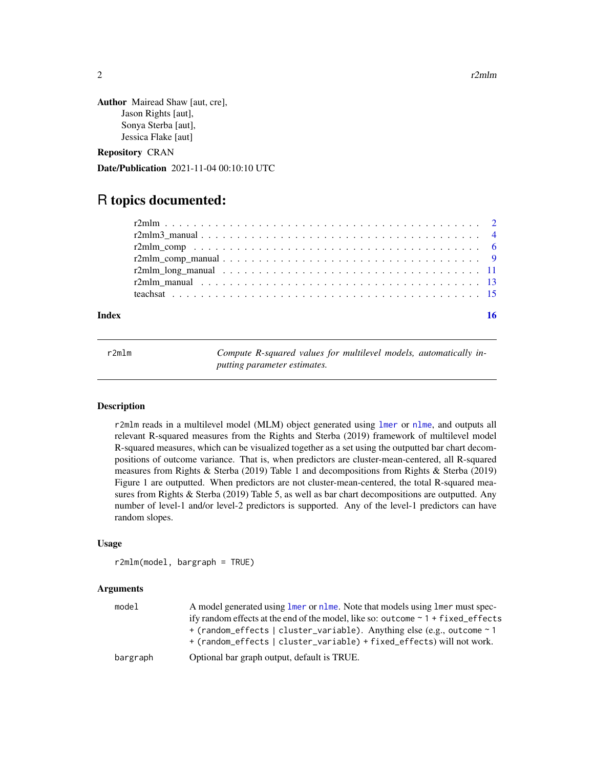**Author** Mairead Shaw [aut, cre],
Jason Rights [aut],
Sonya Sterba [aut],
Jessica Flake [aut]

**Repository** CRAN

**Date/Publication** 2021-11-04 00:10:10 UTC

# R topics documented:

| | |
|---|---|
| r2mlm | 2 |
| r2mlm3_manual | 4 |
| r2mlm_comp | 6 |
| r2mlm_comp_manual | 9 |
| r2mlm_long_manual | 11 |
| r2mlm_manual | 13 |
| teachsat | 15 |
| **Index** | **16** |

---

`r2mlm` *Compute R-squared values for multilevel models, automatically inputting parameter estimates.*

---

## Description

`r2mlm` reads in a multilevel model (MLM) object generated using `lmer` or `nlme`, and outputs all relevant R-squared measures from the Rights and Sterba (2019) framework of multilevel model R-squared measures, which can be visualized together as a set using the outputted bar chart decompositions of outcome variance. That is, when predictors are cluster-mean-centered, all R-squared measures from Rights & Sterba (2019) Table 1 and decompositions from Rights & Sterba (2019) Figure 1 are outputted. When predictors are not cluster-mean-centered, the total R-squared measures from Rights & Sterba (2019) Table 5, as well as bar chart decompositions are outputted. Any number of level-1 and/or level-2 predictors is supported. Any of the level-1 predictors can have random slopes.

## Usage

```
r2mlm(model, bargraph = TRUE)
```

## Arguments

| | |
|---|---|
| model | A model generated using `lmer` or `nlme`. Note that models using `lmer` must specify random effects at the end of the model, like so: `outcome ~ 1 + fixed_effects + (random_effects | cluster_variable)`. Anything else (e.g., `outcome ~ 1 + (random_effects | cluster_variable) + fixed_effects`) will not work. |
| bargraph | Optional bar graph output, default is TRUE. |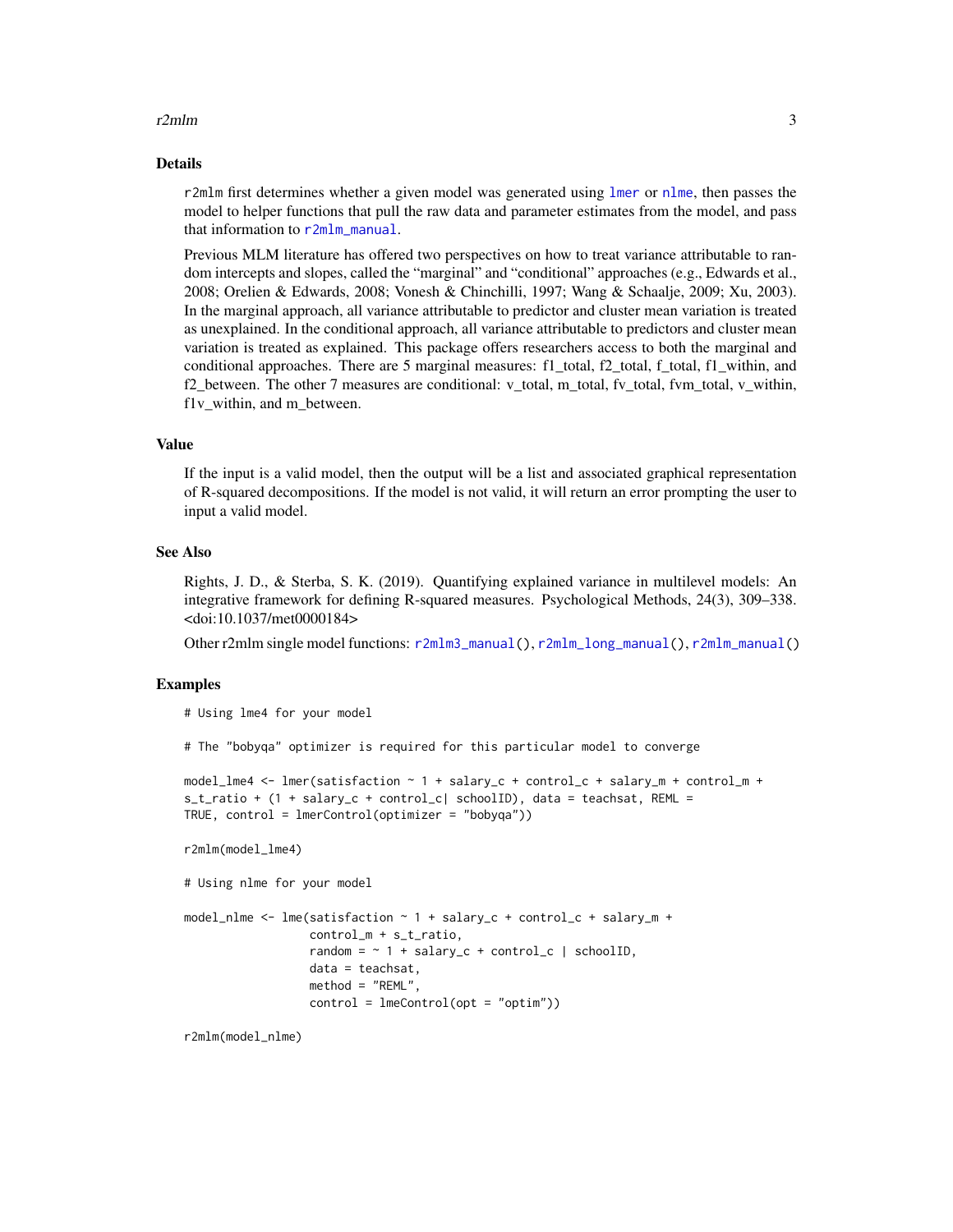## Details

`r2mlm` first determines whether a given model was generated using `lmer` or `nlme`, then passes the model to helper functions that pull the raw data and parameter estimates from the model, and pass that information to `r2mlm_manual`.

Previous MLM literature has offered two perspectives on how to treat variance attributable to random intercepts and slopes, called the "marginal" and "conditional" approaches (e.g., Edwards et al., 2008; Orelien & Edwards, 2008; Vonesh & Chinchilli, 1997; Wang & Schaalje, 2009; Xu, 2003). In the marginal approach, all variance attributable to predictor and cluster mean variation is treated as unexplained. In the conditional approach, all variance attributable to predictors and cluster mean variation is treated as explained. This package offers researchers access to both the marginal and conditional approaches. There are 5 marginal measures: f1_total, f2_total, f_total, f1_within, and f2_between. The other 7 measures are conditional: v_total, m_total, fv_total, fvm_total, v_within, f1v_within, and m_between.

## Value

If the input is a valid model, then the output will be a list and associated graphical representation of R-squared decompositions. If the model is not valid, it will return an error prompting the user to input a valid model.

## See Also

Rights, J. D., & Sterba, S. K. (2019). Quantifying explained variance in multilevel models: An integrative framework for defining R-squared measures. Psychological Methods, 24(3), 309–338. <doi:10.1037/met0000184>

Other r2mlm single model functions: `r2mlm3_manual()`, `r2mlm_long_manual()`, `r2mlm_manual()`

## Examples

```
# Using lme4 for your model

# The "bobyqa" optimizer is required for this particular model to converge

model_lme4 <- lmer(satisfaction ~ 1 + salary_c + control_c + salary_m + control_m +
s_t_ratio + (1 + salary_c + control_c| schoolID), data = teachsat, REML =
TRUE, control = lmerControl(optimizer = "bobyqa"))

r2mlm(model_lme4)

# Using nlme for your model

model_nlme <- lme(satisfaction ~ 1 + salary_c + control_c + salary_m +
                  control_m + s_t_ratio,
                  random = ~ 1 + salary_c + control_c | schoolID,
                  data = teachsat,
                  method = "REML",
                  control = lmeControl(opt = "optim"))

r2mlm(model_nlme)
```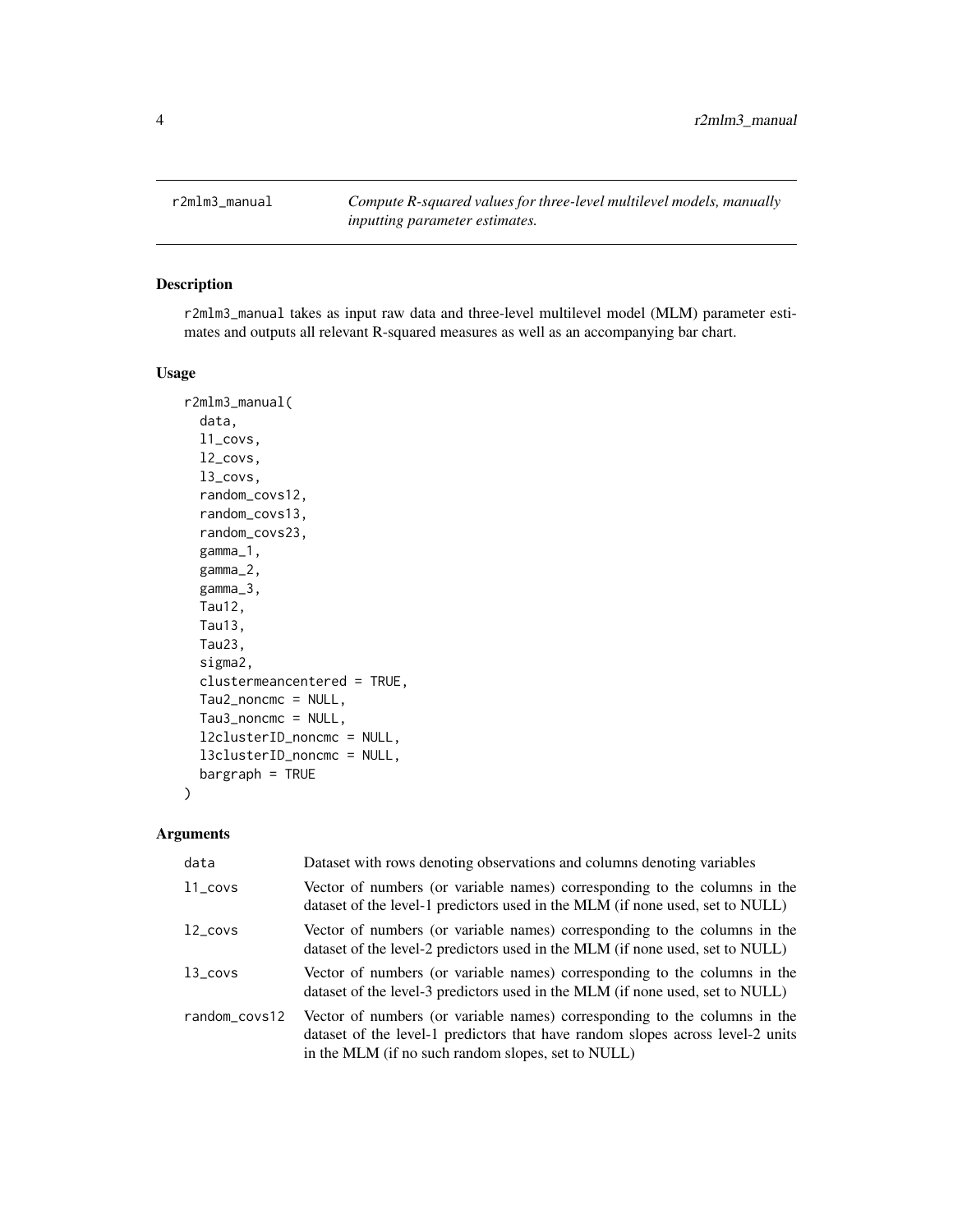r2mlm3_manual — *Compute R-squared values for three-level multilevel models, manually inputting parameter estimates.*

## Description

r2mlm3_manual takes as input raw data and three-level multilevel model (MLM) parameter estimates and outputs all relevant R-squared measures as well as an accompanying bar chart.

## Usage

```
r2mlm3_manual(
  data,
  l1_covs,
  l2_covs,
  l3_covs,
  random_covs12,
  random_covs13,
  random_covs23,
  gamma_1,
  gamma_2,
  gamma_3,
  Tau12,
  Tau13,
  Tau23,
  sigma2,
  clustermeancentered = TRUE,
  Tau2_noncmc = NULL,
  Tau3_noncmc = NULL,
  l2clusterID_noncmc = NULL,
  l3clusterID_noncmc = NULL,
  bargraph = TRUE
)
```

## Arguments

| Argument | Description |
|---|---|
| data | Dataset with rows denoting observations and columns denoting variables |
| l1_covs | Vector of numbers (or variable names) corresponding to the columns in the dataset of the level-1 predictors used in the MLM (if none used, set to NULL) |
| l2_covs | Vector of numbers (or variable names) corresponding to the columns in the dataset of the level-2 predictors used in the MLM (if none used, set to NULL) |
| l3_covs | Vector of numbers (or variable names) corresponding to the columns in the dataset of the level-3 predictors used in the MLM (if none used, set to NULL) |
| random_covs12 | Vector of numbers (or variable names) corresponding to the columns in the dataset of the level-1 predictors that have random slopes across level-2 units in the MLM (if no such random slopes, set to NULL) |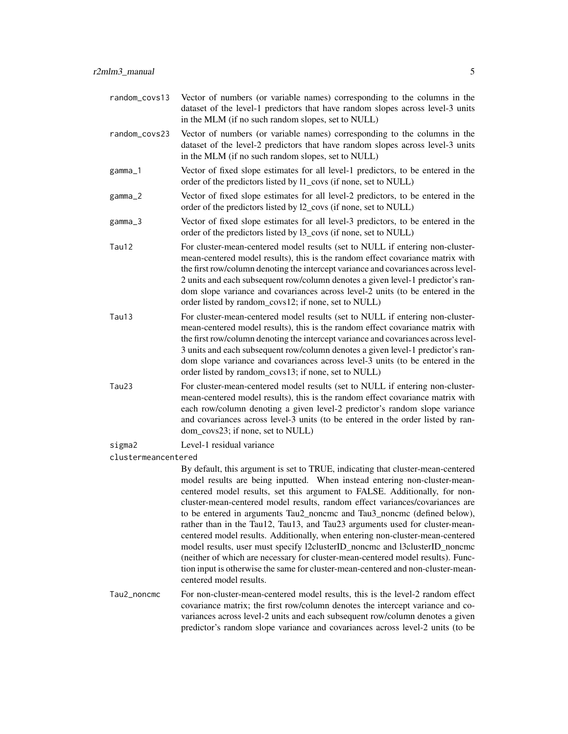**random_covs13** Vector of numbers (or variable names) corresponding to the columns in the dataset of the level-1 predictors that have random slopes across level-3 units in the MLM (if no such random slopes, set to NULL)

**random_covs23** Vector of numbers (or variable names) corresponding to the columns in the dataset of the level-2 predictors that have random slopes across level-3 units in the MLM (if no such random slopes, set to NULL)

**gamma_1** Vector of fixed slope estimates for all level-1 predictors, to be entered in the order of the predictors listed by l1_covs (if none, set to NULL)

**gamma_2** Vector of fixed slope estimates for all level-2 predictors, to be entered in the order of the predictors listed by l2_covs (if none, set to NULL)

**gamma_3** Vector of fixed slope estimates for all level-3 predictors, to be entered in the order of the predictors listed by l3_covs (if none, set to NULL)

**Tau12** For cluster-mean-centered model results (set to NULL if entering non-cluster-mean-centered model results), this is the random effect covariance matrix with the first row/column denoting the intercept variance and covariances across level-2 units and each subsequent row/column denotes a given level-1 predictor's random slope variance and covariances across level-2 units (to be entered in the order listed by random_covs12; if none, set to NULL)

**Tau13** For cluster-mean-centered model results (set to NULL if entering non-cluster-mean-centered model results), this is the random effect covariance matrix with the first row/column denoting the intercept variance and covariances across level-3 units and each subsequent row/column denotes a given level-1 predictor's random slope variance and covariances across level-3 units (to be entered in the order listed by random_covs13; if none, set to NULL)

**Tau23** For cluster-mean-centered model results (set to NULL if entering non-cluster-mean-centered model results), this is the random effect covariance matrix with each row/column denoting a given level-2 predictor's random slope variance and covariances across level-3 units (to be entered in the order listed by random_covs23; if none, set to NULL)

**sigma2** Level-1 residual variance

**clustermeancentered** By default, this argument is set to TRUE, indicating that cluster-mean-centered model results are being inputted. When instead entering non-cluster-mean-centered model results, set this argument to FALSE. Additionally, for non-cluster-mean-centered model results, random effect variances/covariances are to be entered in arguments Tau2_noncmc and Tau3_noncmc (defined below), rather than in the Tau12, Tau13, and Tau23 arguments used for cluster-mean-centered model results. Additionally, when entering non-cluster-mean-centered model results, user must specify l2clusterID_noncmc and l3clusterID_noncmc (neither of which are necessary for cluster-mean-centered model results). Function input is otherwise the same for cluster-mean-centered and non-cluster-mean-centered model results.

**Tau2_noncmc** For non-cluster-mean-centered model results, this is the level-2 random effect covariance matrix; the first row/column denotes the intercept variance and covariances across level-2 units and each subsequent row/column denotes a given predictor's random slope variance and covariances across level-2 units (to be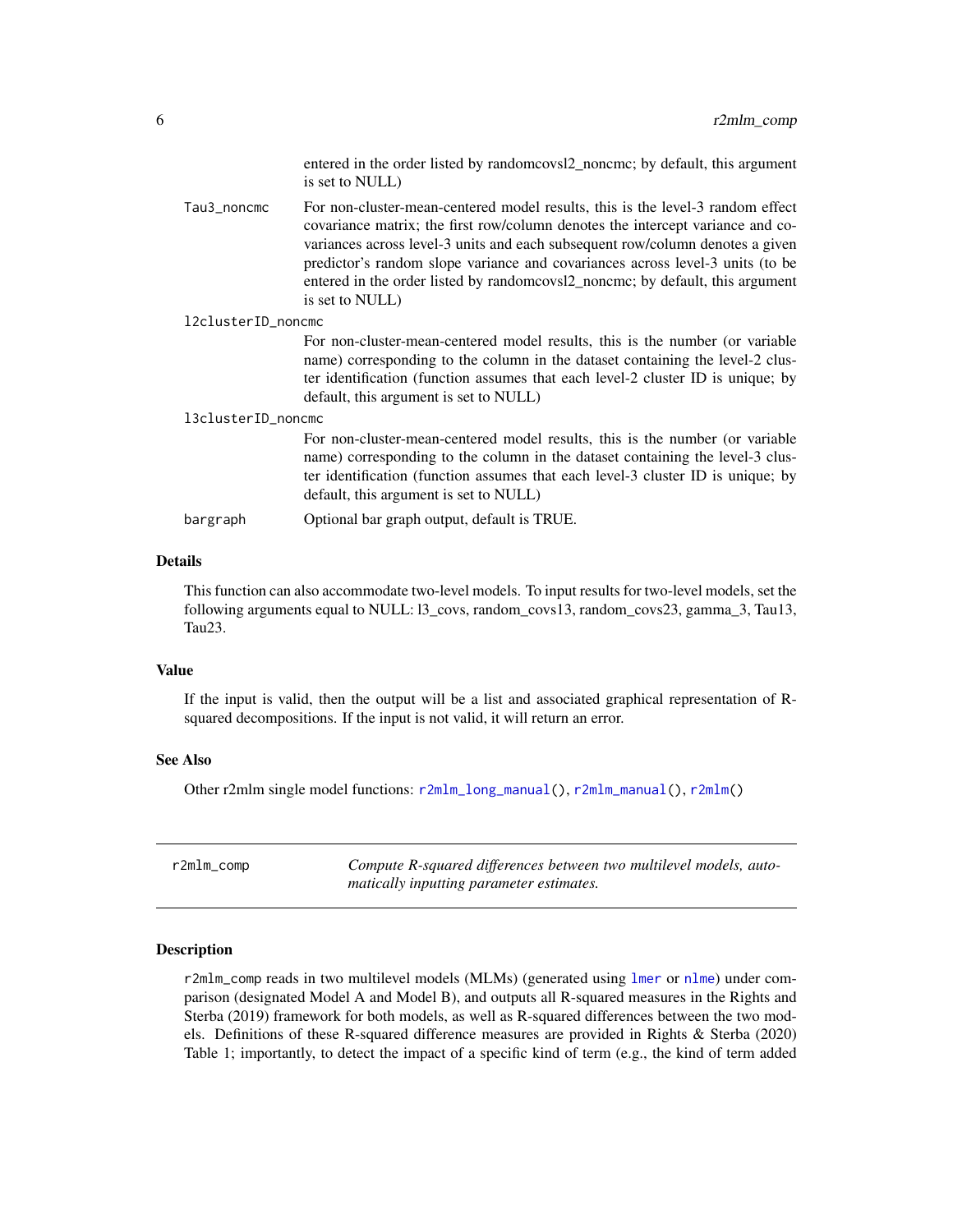entered in the order listed by randomcovsl2_noncmc; by default, this argument is set to NULL)

**Tau3_noncmc**
For non-cluster-mean-centered model results, this is the level-3 random effect covariance matrix; the first row/column denotes the intercept variance and covariances across level-3 units and each subsequent row/column denotes a given predictor's random slope variance and covariances across level-3 units (to be entered in the order listed by randomcovsl2_noncmc; by default, this argument is set to NULL)

**l2clusterID_noncmc**
For non-cluster-mean-centered model results, this is the number (or variable name) corresponding to the column in the dataset containing the level-2 cluster identification (function assumes that each level-2 cluster ID is unique; by default, this argument is set to NULL)

**l3clusterID_noncmc**
For non-cluster-mean-centered model results, this is the number (or variable name) corresponding to the column in the dataset containing the level-3 cluster identification (function assumes that each level-3 cluster ID is unique; by default, this argument is set to NULL)

**bargraph**
Optional bar graph output, default is TRUE.

### Details

This function can also accommodate two-level models. To input results for two-level models, set the following arguments equal to NULL: l3_covs, random_covs13, random_covs23, gamma_3, Tau13, Tau23.

### Value

If the input is valid, then the output will be a list and associated graphical representation of R-squared decompositions. If the input is not valid, it will return an error.

### See Also

Other r2mlm single model functions: r2mlm_long_manual(), r2mlm_manual(), r2mlm()

---

## r2mlm_comp

*Compute R-squared differences between two multilevel models, automatically inputting parameter estimates.*

---

### Description

r2mlm_comp reads in two multilevel models (MLMs) (generated using lmer or nlme) under comparison (designated Model A and Model B), and outputs all R-squared measures in the Rights and Sterba (2019) framework for both models, as well as R-squared differences between the two models. Definitions of these R-squared difference measures are provided in Rights & Sterba (2020) Table 1; importantly, to detect the impact of a specific kind of term (e.g., the kind of term added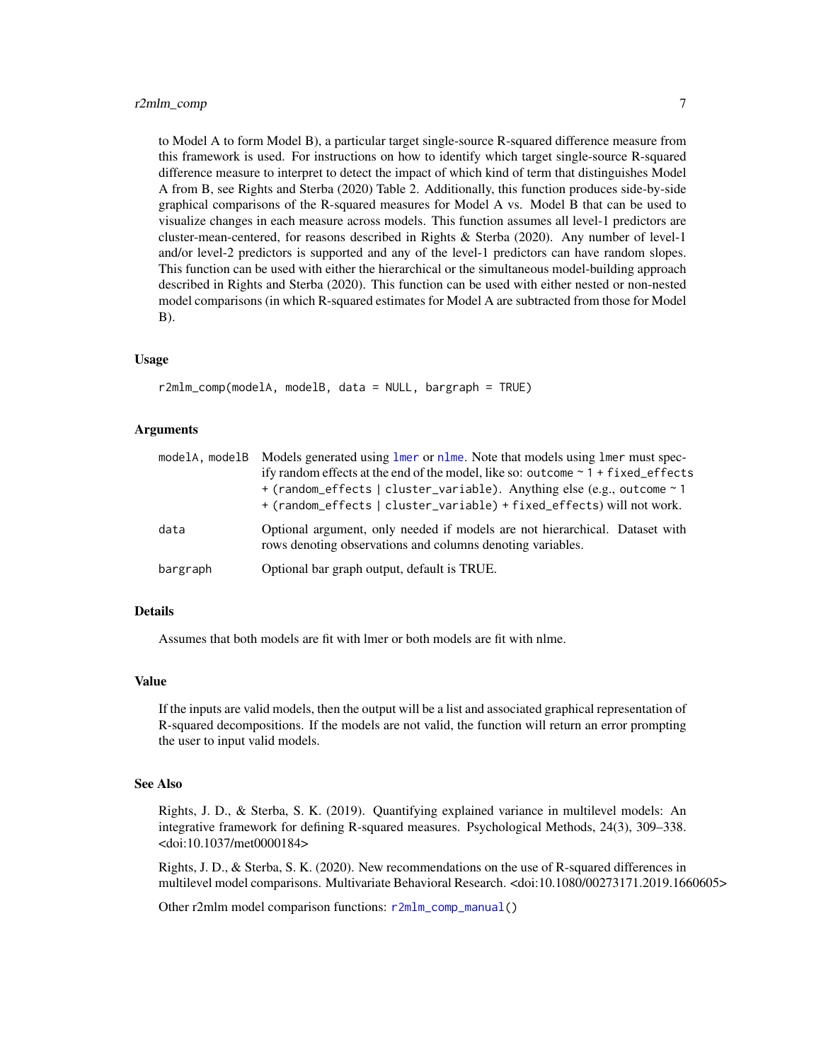to Model A to form Model B), a particular target single-source R-squared difference measure from this framework is used. For instructions on how to identify which target single-source R-squared difference measure to interpret to detect the impact of which kind of term that distinguishes Model A from B, see Rights and Sterba (2020) Table 2. Additionally, this function produces side-by-side graphical comparisons of the R-squared measures for Model A vs. Model B that can be used to visualize changes in each measure across models. This function assumes all level-1 predictors are cluster-mean-centered, for reasons described in Rights & Sterba (2020). Any number of level-1 and/or level-2 predictors is supported and any of the level-1 predictors can have random slopes. This function can be used with either the hierarchical or the simultaneous model-building approach described in Rights and Sterba (2020). This function can be used with either nested or non-nested model comparisons (in which R-squared estimates for Model A are subtracted from those for Model B).

## Usage

```
r2mlm_comp(modelA, modelB, data = NULL, bargraph = TRUE)
```

## Arguments

| | |
|---|---|
| `modelA, modelB` | Models generated using `lmer` or `nlme`. Note that models using `lmer` must specify random effects at the end of the model, like so: `outcome ~ 1 + fixed_effects + (random_effects | cluster_variable)`. Anything else (e.g., `outcome ~ 1 + (random_effects | cluster_variable) + fixed_effects`) will not work. |
| `data` | Optional argument, only needed if models are not hierarchical. Dataset with rows denoting observations and columns denoting variables. |
| `bargraph` | Optional bar graph output, default is TRUE. |

## Details

Assumes that both models are fit with lmer or both models are fit with nlme.

## Value

If the inputs are valid models, then the output will be a list and associated graphical representation of R-squared decompositions. If the models are not valid, the function will return an error prompting the user to input valid models.

## See Also

Rights, J. D., & Sterba, S. K. (2019). Quantifying explained variance in multilevel models: An integrative framework for defining R-squared measures. Psychological Methods, 24(3), 309–338. <doi:10.1037/met0000184>

Rights, J. D., & Sterba, S. K. (2020). New recommendations on the use of R-squared differences in multilevel model comparisons. Multivariate Behavioral Research. <doi:10.1080/00273171.2019.1660605>

Other r2mlm model comparison functions: `r2mlm_comp_manual()`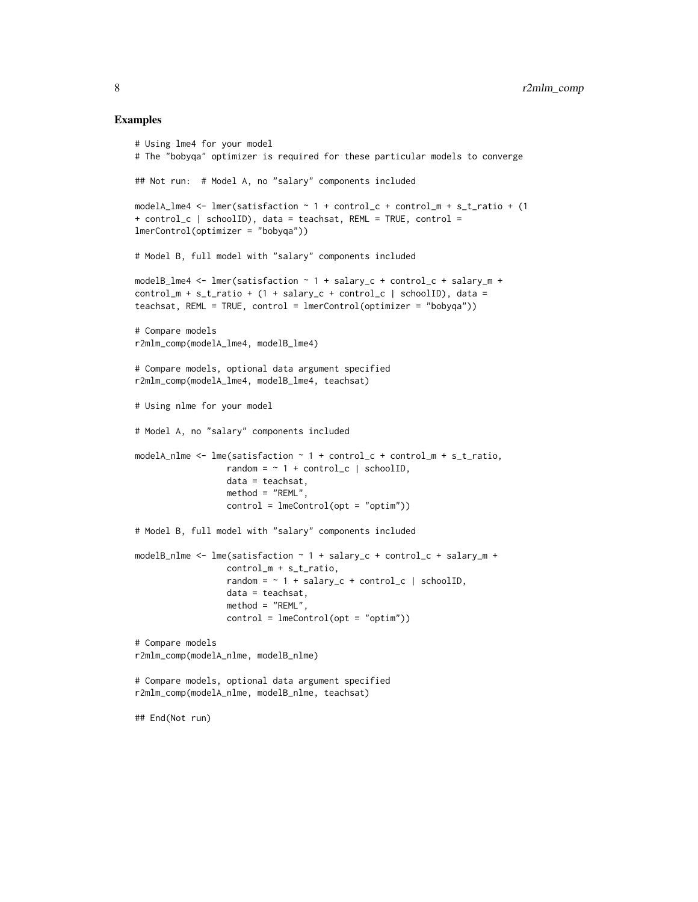## Examples

```
# Using lme4 for your model
# The "bobyqa" optimizer is required for these particular models to converge

## Not run:  # Model A, no "salary" components included

modelA_lme4 <- lmer(satisfaction ~ 1 + control_c + control_m + s_t_ratio + (1
+ control_c | schoolID), data = teachsat, REML = TRUE, control =
lmerControl(optimizer = "bobyqa"))

# Model B, full model with "salary" components included

modelB_lme4 <- lmer(satisfaction ~ 1 + salary_c + control_c + salary_m +
control_m + s_t_ratio + (1 + salary_c + control_c | schoolID), data =
teachsat, REML = TRUE, control = lmerControl(optimizer = "bobyqa"))

# Compare models
r2mlm_comp(modelA_lme4, modelB_lme4)

# Compare models, optional data argument specified
r2mlm_comp(modelA_lme4, modelB_lme4, teachsat)

# Using nlme for your model

# Model A, no "salary" components included

modelA_nlme <- lme(satisfaction ~ 1 + control_c + control_m + s_t_ratio,
                  random = ~ 1 + control_c | schoolID,
                  data = teachsat,
                  method = "REML",
                  control = lmeControl(opt = "optim"))

# Model B, full model with "salary" components included

modelB_nlme <- lme(satisfaction ~ 1 + salary_c + control_c + salary_m +
                  control_m + s_t_ratio,
                  random = ~ 1 + salary_c + control_c | schoolID,
                  data = teachsat,
                  method = "REML",
                  control = lmeControl(opt = "optim"))

# Compare models
r2mlm_comp(modelA_nlme, modelB_nlme)

# Compare models, optional data argument specified
r2mlm_comp(modelA_nlme, modelB_nlme, teachsat)

## End(Not run)
```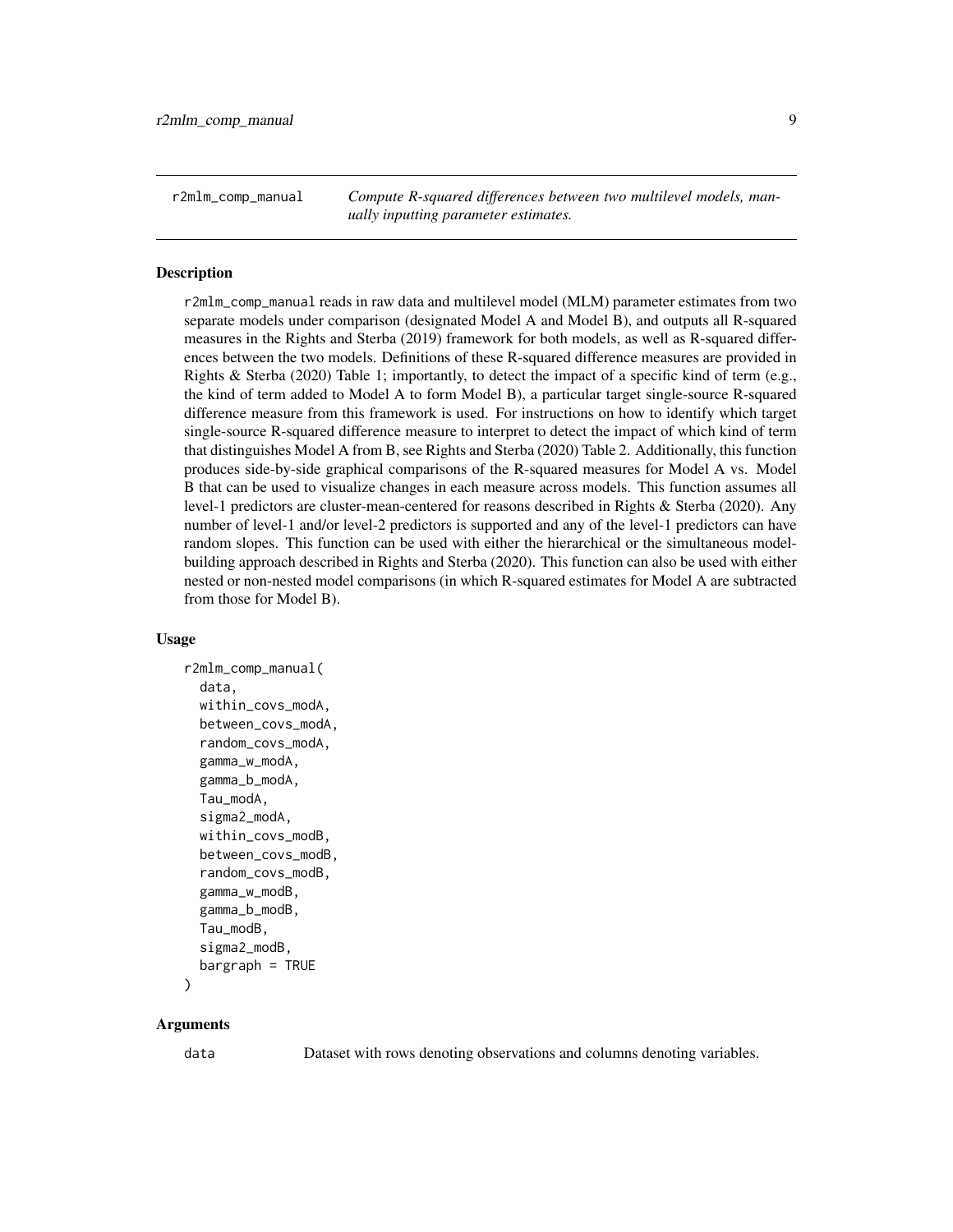## r2mlm_comp_manual

*Compute R-squared differences between two multilevel models, manually inputting parameter estimates.*

### Description

r2mlm_comp_manual reads in raw data and multilevel model (MLM) parameter estimates from two separate models under comparison (designated Model A and Model B), and outputs all R-squared measures in the Rights and Sterba (2019) framework for both models, as well as R-squared differences between the two models. Definitions of these R-squared difference measures are provided in Rights & Sterba (2020) Table 1; importantly, to detect the impact of a specific kind of term (e.g., the kind of term added to Model A to form Model B), a particular target single-source R-squared difference measure from this framework is used. For instructions on how to identify which target single-source R-squared difference measure to interpret to detect the impact of which kind of term that distinguishes Model A from B, see Rights and Sterba (2020) Table 2. Additionally, this function produces side-by-side graphical comparisons of the R-squared measures for Model A vs. Model B that can be used to visualize changes in each measure across models. This function assumes all level-1 predictors are cluster-mean-centered for reasons described in Rights & Sterba (2020). Any number of level-1 and/or level-2 predictors is supported and any of the level-1 predictors can have random slopes. This function can be used with either the hierarchical or the simultaneous model-building approach described in Rights and Sterba (2020). This function can also be used with either nested or non-nested model comparisons (in which R-squared estimates for Model A are subtracted from those for Model B).

### Usage

```
r2mlm_comp_manual(
  data,
  within_covs_modA,
  between_covs_modA,
  random_covs_modA,
  gamma_w_modA,
  gamma_b_modA,
  Tau_modA,
  sigma2_modA,
  within_covs_modB,
  between_covs_modB,
  random_covs_modB,
  gamma_w_modB,
  gamma_b_modB,
  Tau_modB,
  sigma2_modB,
  bargraph = TRUE
)
```

### Arguments

| | |
|---|---|
| data | Dataset with rows denoting observations and columns denoting variables. |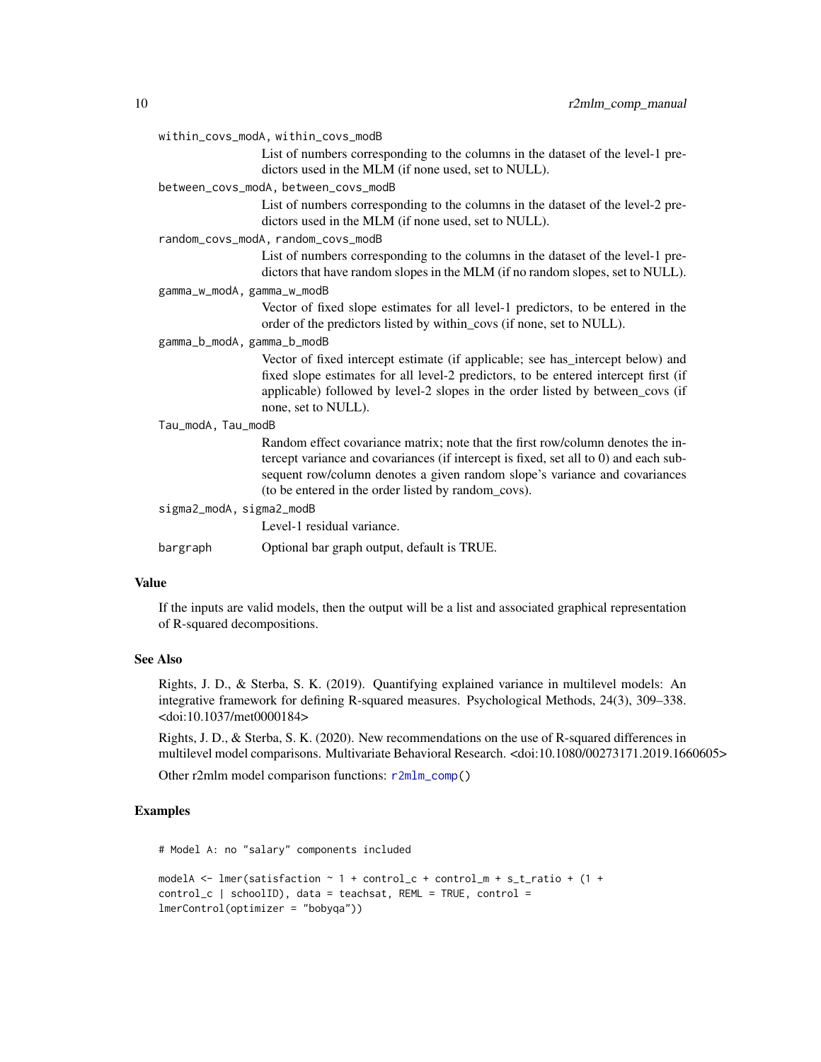`within_covs_modA, within_covs_modB`
: List of numbers corresponding to the columns in the dataset of the level-1 predictors used in the MLM (if none used, set to NULL).

`between_covs_modA, between_covs_modB`
: List of numbers corresponding to the columns in the dataset of the level-2 predictors used in the MLM (if none used, set to NULL).

`random_covs_modA, random_covs_modB`
: List of numbers corresponding to the columns in the dataset of the level-1 predictors that have random slopes in the MLM (if no random slopes, set to NULL).

`gamma_w_modA, gamma_w_modB`
: Vector of fixed slope estimates for all level-1 predictors, to be entered in the order of the predictors listed by within_covs (if none, set to NULL).

`gamma_b_modA, gamma_b_modB`
: Vector of fixed intercept estimate (if applicable; see has_intercept below) and fixed slope estimates for all level-2 predictors, to be entered intercept first (if applicable) followed by level-2 slopes in the order listed by between_covs (if none, set to NULL).

`Tau_modA, Tau_modB`
: Random effect covariance matrix; note that the first row/column denotes the intercept variance and covariances (if intercept is fixed, set all to 0) and each subsequent row/column denotes a given random slope's variance and covariances (to be entered in the order listed by random_covs).

`sigma2_modA, sigma2_modB`
: Level-1 residual variance.

`bargraph`
: Optional bar graph output, default is TRUE.

## Value

If the inputs are valid models, then the output will be a list and associated graphical representation of R-squared decompositions.

## See Also

Rights, J. D., & Sterba, S. K. (2019). Quantifying explained variance in multilevel models: An integrative framework for defining R-squared measures. Psychological Methods, 24(3), 309–338. <doi:10.1037/met0000184>

Rights, J. D., & Sterba, S. K. (2020). New recommendations on the use of R-squared differences in multilevel model comparisons. Multivariate Behavioral Research. <doi:10.1080/00273171.2019.1660605>

Other r2mlm model comparison functions: `r2mlm_comp()`

## Examples

```
# Model A: no "salary" components included

modelA <- lmer(satisfaction ~ 1 + control_c + control_m + s_t_ratio + (1 +
control_c | schoolID), data = teachsat, REML = TRUE, control =
lmerControl(optimizer = "bobyqa"))
```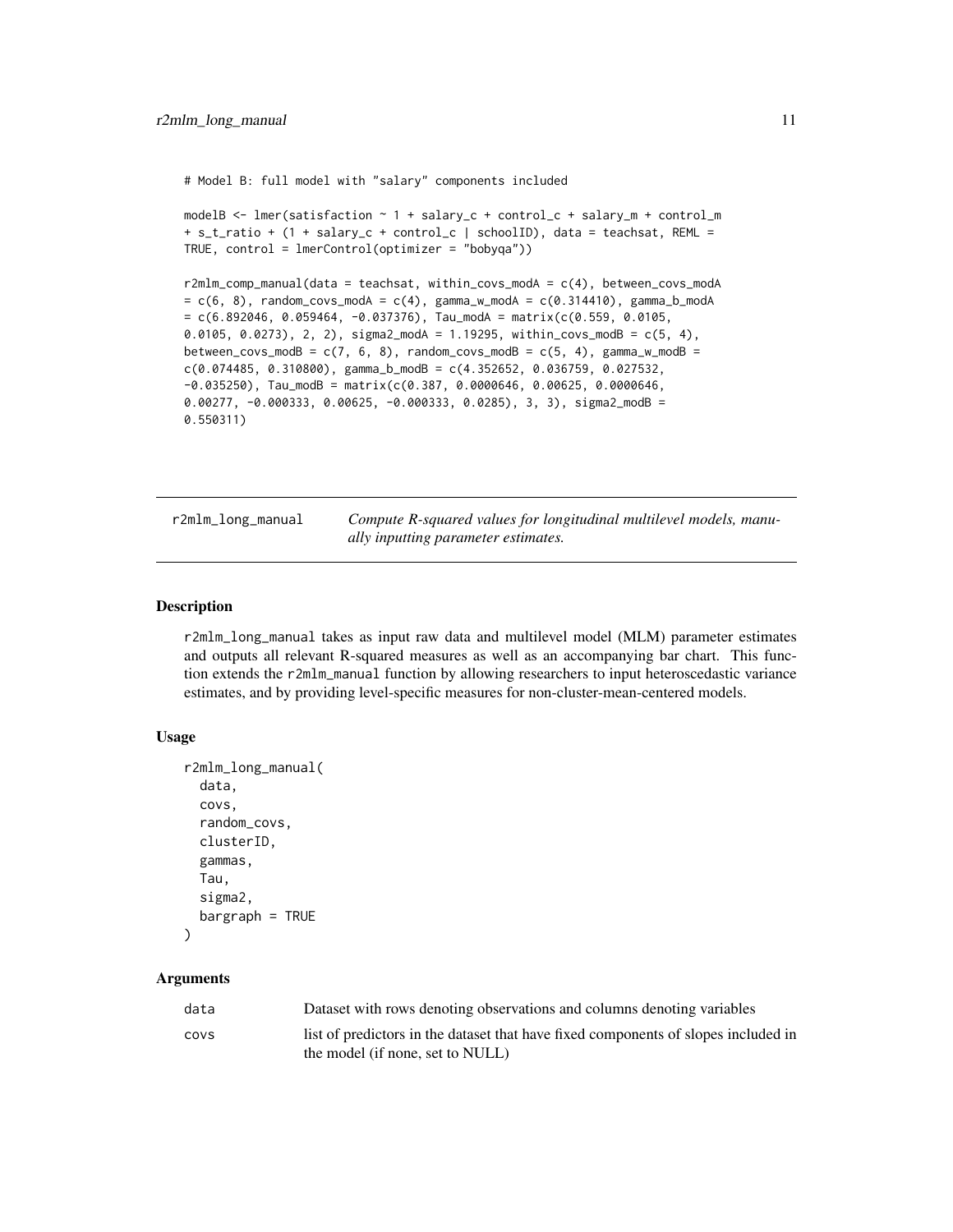```
# Model B: full model with "salary" components included

modelB <- lmer(satisfaction ~ 1 + salary_c + control_c + salary_m + control_m
+ s_t_ratio + (1 + salary_c + control_c | schoolID), data = teachsat, REML =
TRUE, control = lmerControl(optimizer = "bobyqa"))

r2mlm_comp_manual(data = teachsat, within_covs_modA = c(4), between_covs_modA
= c(6, 8), random_covs_modA = c(4), gamma_w_modA = c(0.314410), gamma_b_modA
= c(6.892046, 0.059464, -0.037376), Tau_modA = matrix(c(0.559, 0.0105,
0.0105, 0.0273), 2, 2), sigma2_modA = 1.19295, within_covs_modB = c(5, 4),
between_covs_modB = c(7, 6, 8), random_covs_modB = c(5, 4), gamma_w_modB =
c(0.074485, 0.310800), gamma_b_modB = c(4.352652, 0.036759, 0.027532,
-0.035250), Tau_modB = matrix(c(0.387, 0.0000646, 0.00625, 0.0000646,
0.00277, -0.000333, 0.00625, -0.000333, 0.0285), 3, 3), sigma2_modB =
0.550311)
```

## r2mlm_long_manual

*Compute R-squared values for longitudinal multilevel models, manually inputting parameter estimates.*

### Description

r2mlm_long_manual takes as input raw data and multilevel model (MLM) parameter estimates and outputs all relevant R-squared measures as well as an accompanying bar chart. This function extends the r2mlm_manual function by allowing researchers to input heteroscedastic variance estimates, and by providing level-specific measures for non-cluster-mean-centered models.

### Usage

```
r2mlm_long_manual(
  data,
  covs,
  random_covs,
  clusterID,
  gammas,
  Tau,
  sigma2,
  bargraph = TRUE
)
```

### Arguments

| | |
|---|---|
| data | Dataset with rows denoting observations and columns denoting variables |
| covs | list of predictors in the dataset that have fixed components of slopes included in the model (if none, set to NULL) |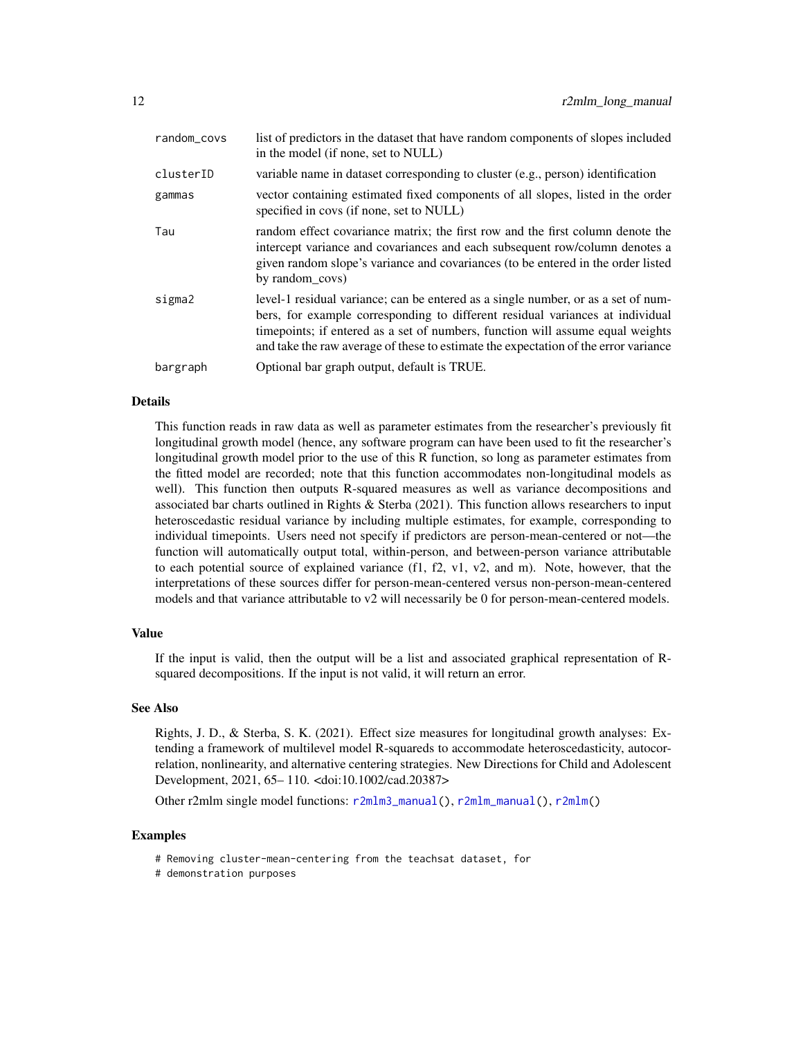| | |
|---|---|
| random_covs | list of predictors in the dataset that have random components of slopes included in the model (if none, set to NULL) |
| clusterID | variable name in dataset corresponding to cluster (e.g., person) identification |
| gammas | vector containing estimated fixed components of all slopes, listed in the order specified in covs (if none, set to NULL) |
| Tau | random effect covariance matrix; the first row and the first column denote the intercept variance and covariances and each subsequent row/column denotes a given random slope's variance and covariances (to be entered in the order listed by random_covs) |
| sigma2 | level-1 residual variance; can be entered as a single number, or as a set of numbers, for example corresponding to different residual variances at individual timepoints; if entered as a set of numbers, function will assume equal weights and take the raw average of these to estimate the expectation of the error variance |
| bargraph | Optional bar graph output, default is TRUE. |

## Details

This function reads in raw data as well as parameter estimates from the researcher's previously fit longitudinal growth model (hence, any software program can have been used to fit the researcher's longitudinal growth model prior to the use of this R function, so long as parameter estimates from the fitted model are recorded; note that this function accommodates non-longitudinal models as well). This function then outputs R-squared measures as well as variance decompositions and associated bar charts outlined in Rights & Sterba (2021). This function allows researchers to input heteroscedastic residual variance by including multiple estimates, for example, corresponding to individual timepoints. Users need not specify if predictors are person-mean-centered or not—the function will automatically output total, within-person, and between-person variance attributable to each potential source of explained variance (f1, f2, v1, v2, and m). Note, however, that the interpretations of these sources differ for person-mean-centered versus non-person-mean-centered models and that variance attributable to v2 will necessarily be 0 for person-mean-centered models.

## Value

If the input is valid, then the output will be a list and associated graphical representation of R-squared decompositions. If the input is not valid, it will return an error.

## See Also

Rights, J. D., & Sterba, S. K. (2021). Effect size measures for longitudinal growth analyses: Extending a framework of multilevel model R-squareds to accommodate heteroscedasticity, autocorrelation, nonlinearity, and alternative centering strategies. New Directions for Child and Adolescent Development, 2021, 65– 110. <doi:10.1002/cad.20387>

Other r2mlm single model functions: r2mlm3_manual(), r2mlm_manual(), r2mlm()

## Examples

```
# Removing cluster-mean-centering from the teachsat dataset, for
# demonstration purposes
```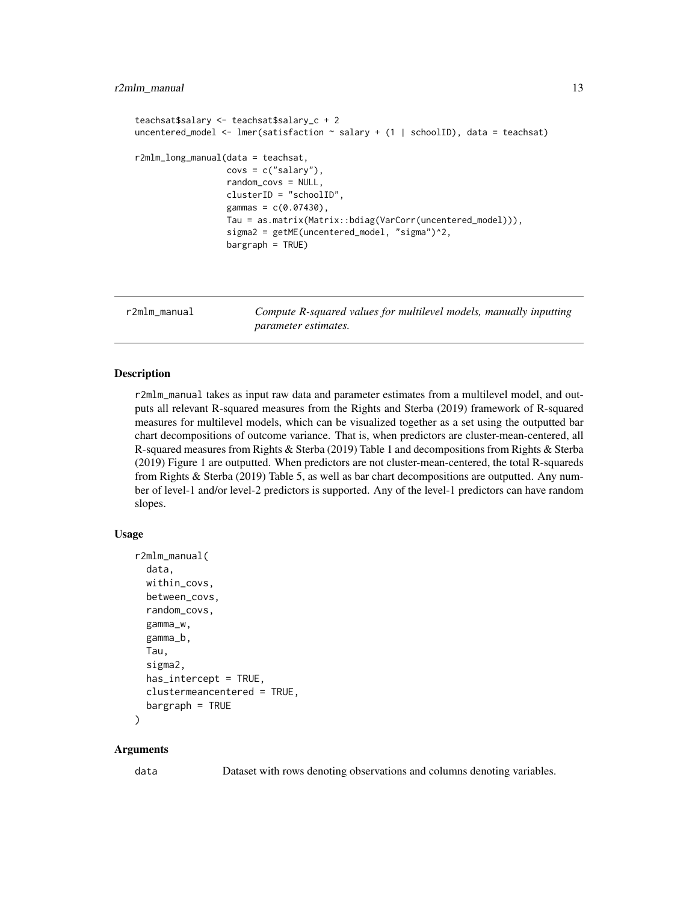```
teachsat$salary <- teachsat$salary_c + 2
uncentered_model <- lmer(satisfaction ~ salary + (1 | schoolID), data = teachsat)

r2mlm_long_manual(data = teachsat,
                  covs = c("salary"),
                  random_covs = NULL,
                  clusterID = "schoolID",
                  gammas = c(0.07430),
                  Tau = as.matrix(Matrix::bdiag(VarCorr(uncentered_model))),
                  sigma2 = getME(uncentered_model, "sigma")^2,
                  bargraph = TRUE)
```

---

`r2mlm_manual` — *Compute R-squared values for multilevel models, manually inputting parameter estimates.*

---

## Description

`r2mlm_manual` takes as input raw data and parameter estimates from a multilevel model, and outputs all relevant R-squared measures from the Rights and Sterba (2019) framework of R-squared measures for multilevel models, which can be visualized together as a set using the outputted bar chart decompositions of outcome variance. That is, when predictors are cluster-mean-centered, all R-squared measures from Rights & Sterba (2019) Table 1 and decompositions from Rights & Sterba (2019) Figure 1 are outputted. When predictors are not cluster-mean-centered, the total R-squareds from Rights & Sterba (2019) Table 5, as well as bar chart decompositions are outputted. Any number of level-1 and/or level-2 predictors is supported. Any of the level-1 predictors can have random slopes.

## Usage

```
r2mlm_manual(
  data,
  within_covs,
  between_covs,
  random_covs,
  gamma_w,
  gamma_b,
  Tau,
  sigma2,
  has_intercept = TRUE,
  clustermeancentered = TRUE,
  bargraph = TRUE
)
```

## Arguments

`data` Dataset with rows denoting observations and columns denoting variables.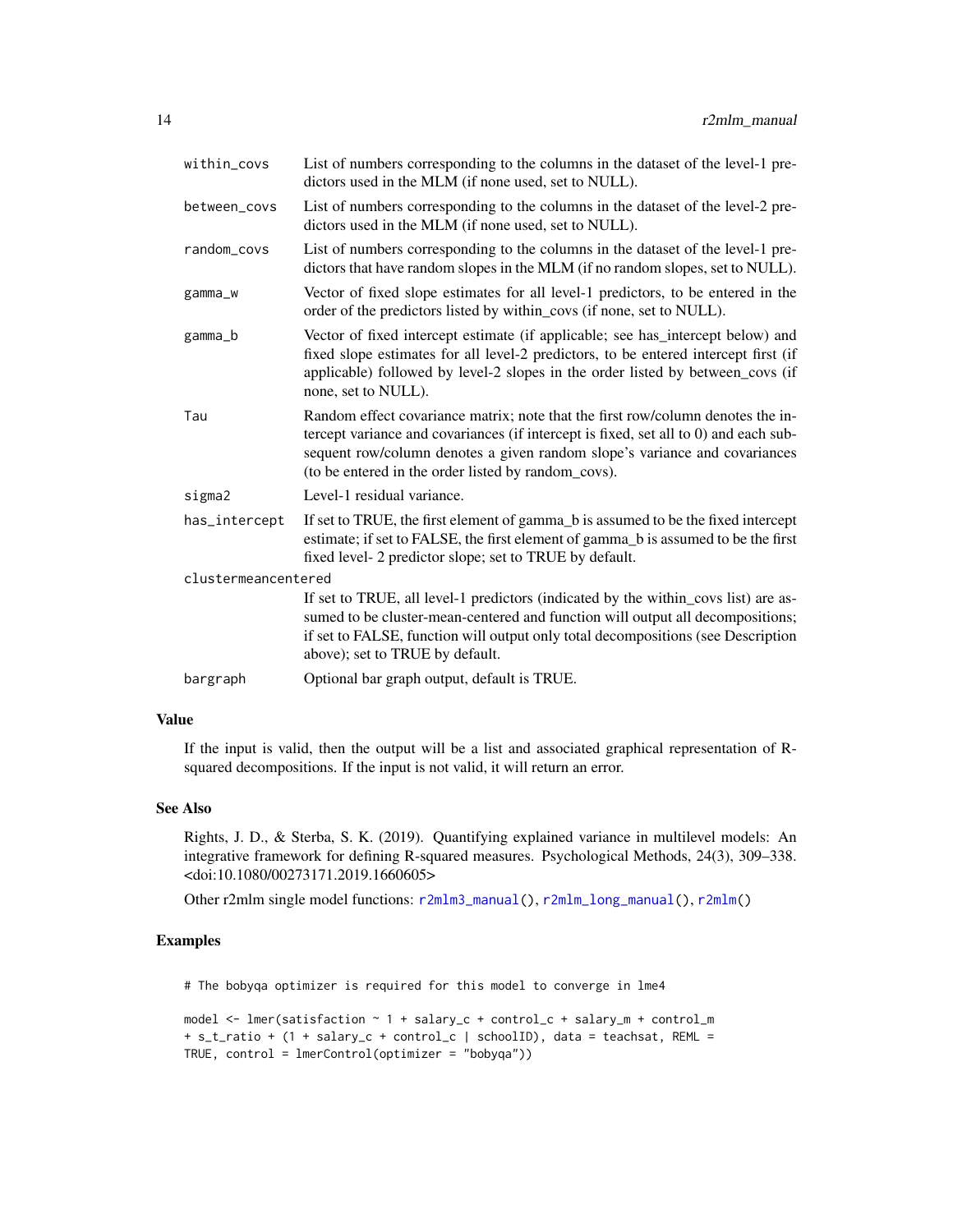| | |
|---|---|
| `within_covs` | List of numbers corresponding to the columns in the dataset of the level-1 predictors used in the MLM (if none used, set to NULL). |
| `between_covs` | List of numbers corresponding to the columns in the dataset of the level-2 predictors used in the MLM (if none used, set to NULL). |
| `random_covs` | List of numbers corresponding to the columns in the dataset of the level-1 predictors that have random slopes in the MLM (if no random slopes, set to NULL). |
| `gamma_w` | Vector of fixed slope estimates for all level-1 predictors, to be entered in the order of the predictors listed by within_covs (if none, set to NULL). |
| `gamma_b` | Vector of fixed intercept estimate (if applicable; see has_intercept below) and fixed slope estimates for all level-2 predictors, to be entered intercept first (if applicable) followed by level-2 slopes in the order listed by between_covs (if none, set to NULL). |
| `Tau` | Random effect covariance matrix; note that the first row/column denotes the intercept variance and covariances (if intercept is fixed, set all to 0) and each subsequent row/column denotes a given random slope's variance and covariances (to be entered in the order listed by random_covs). |
| `sigma2` | Level-1 residual variance. |
| `has_intercept` | If set to TRUE, the first element of gamma_b is assumed to be the fixed intercept estimate; if set to FALSE, the first element of gamma_b is assumed to be the first fixed level- 2 predictor slope; set to TRUE by default. |
| `clustermeancentered` | If set to TRUE, all level-1 predictors (indicated by the within_covs list) are assumed to be cluster-mean-centered and function will output all decompositions; if set to FALSE, function will output only total decompositions (see Description above); set to TRUE by default. |
| `bargraph` | Optional bar graph output, default is TRUE. |

## Value

If the input is valid, then the output will be a list and associated graphical representation of R-squared decompositions. If the input is not valid, it will return an error.

## See Also

Rights, J. D., & Sterba, S. K. (2019). Quantifying explained variance in multilevel models: An integrative framework for defining R-squared measures. Psychological Methods, 24(3), 309–338. <doi:10.1080/00273171.2019.1660605>

Other r2mlm single model functions: `r2mlm3_manual()`, `r2mlm_long_manual()`, `r2mlm()`

## Examples

```
# The bobyqa optimizer is required for this model to converge in lme4

model <- lmer(satisfaction ~ 1 + salary_c + control_c + salary_m + control_m
+ s_t_ratio + (1 + salary_c + control_c | schoolID), data = teachsat, REML =
TRUE, control = lmerControl(optimizer = "bobyqa"))
```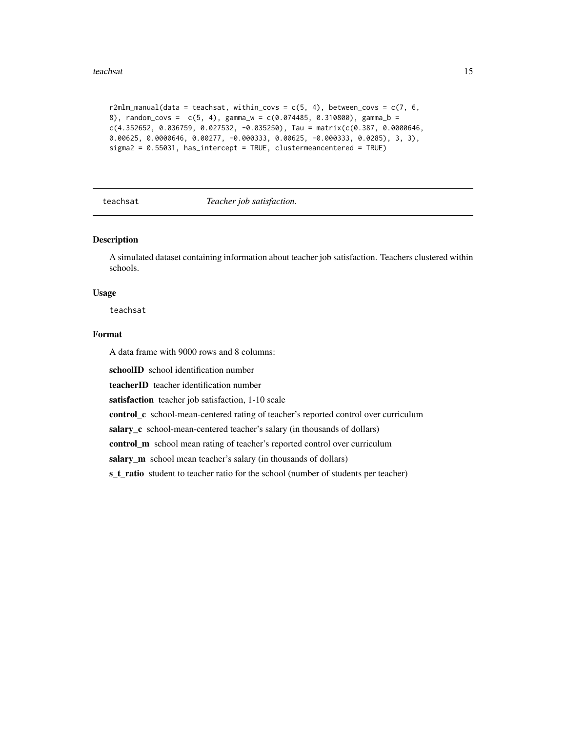```
r2mlm_manual(data = teachsat, within_covs = c(5, 4), between_covs = c(7, 6,
8), random_covs =  c(5, 4), gamma_w = c(0.074485, 0.310800), gamma_b =
c(4.352652, 0.036759, 0.027532, -0.035250), Tau = matrix(c(0.387, 0.0000646,
0.00625, 0.0000646, 0.00277, -0.000333, 0.00625, -0.000333, 0.0285), 3, 3),
sigma2 = 0.55031, has_intercept = TRUE, clustermeancentered = TRUE)
```

---

## teachsat — *Teacher job satisfaction.*

### Description

A simulated dataset containing information about teacher job satisfaction. Teachers clustered within schools.

### Usage

```
teachsat
```

### Format

A data frame with 9000 rows and 8 columns:

**schoolID** school identification number

**teacherID** teacher identification number

**satisfaction** teacher job satisfaction, 1-10 scale

**control_c** school-mean-centered rating of teacher's reported control over curriculum

**salary_c** school-mean-centered teacher's salary (in thousands of dollars)

**control_m** school mean rating of teacher's reported control over curriculum

**salary_m** school mean teacher's salary (in thousands of dollars)

**s_t_ratio** student to teacher ratio for the school (number of students per teacher)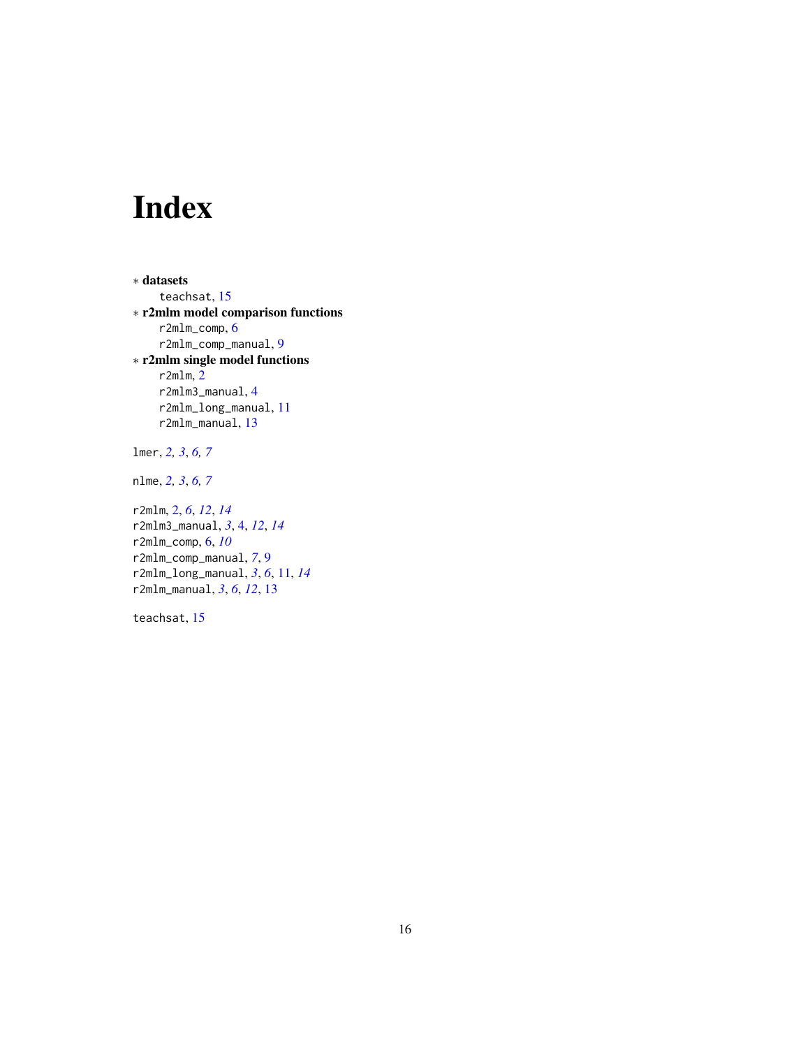# Index

∗ **datasets**
  teachsat, 15

∗ **r2mlm model comparison functions**
  r2mlm_comp, 6
  r2mlm_comp_manual, 9

∗ **r2mlm single model functions**
  r2mlm, 2
  r2mlm3_manual, 4
  r2mlm_long_manual, 11
  r2mlm_manual, 13

lmer, *2, 3*, *6, 7*

nlme, *2, 3*, *6, 7*

r2mlm, 2, *6*, *12*, *14*
r2mlm3_manual, *3*, 4, *12*, *14*
r2mlm_comp, 6, *10*
r2mlm_comp_manual, *7*, 9
r2mlm_long_manual, *3*, *6*, 11, *14*
r2mlm_manual, *3*, *6*, *12*, 13

teachsat, 15